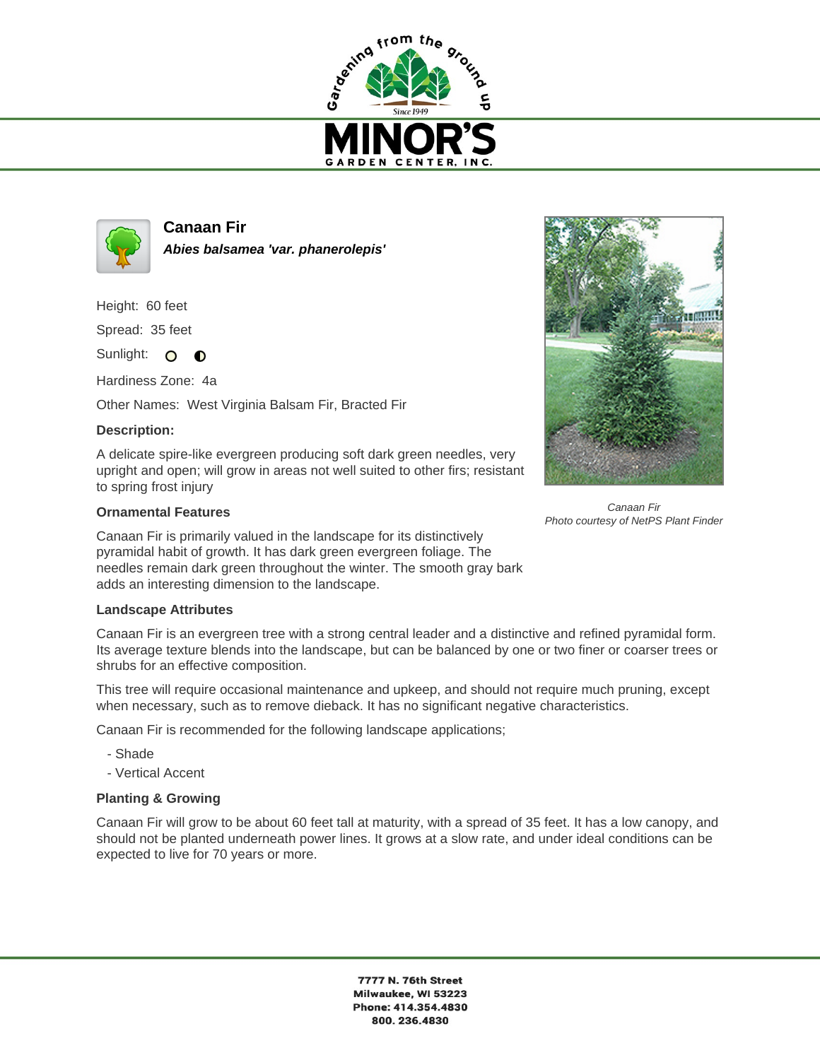Gardening from the ground up

Since 1949

# MINOR'S

GARDEN CENTER, INC.

## Canaan Fir

***Abies balsamea 'var. phanerolepis'***

Height: 60 feet

Spread: 35 feet

Sunlight:

Hardiness Zone: 4a

Other Names: West Virginia Balsam Fir, Bracted Fir

**Description:**

A delicate spire-like evergreen producing soft dark green needles, very upright and open; will grow in areas not well suited to other firs; resistant to spring frost injury

*Canaan Fir*
*Photo courtesy of NetPS Plant Finder*

### Ornamental Features

Canaan Fir is primarily valued in the landscape for its distinctively pyramidal habit of growth. It has dark green evergreen foliage. The needles remain dark green throughout the winter. The smooth gray bark adds an interesting dimension to the landscape.

### Landscape Attributes

Canaan Fir is an evergreen tree with a strong central leader and a distinctive and refined pyramidal form. Its average texture blends into the landscape, but can be balanced by one or two finer or coarser trees or shrubs for an effective composition.

This tree will require occasional maintenance and upkeep, and should not require much pruning, except when necessary, such as to remove dieback. It has no significant negative characteristics.

Canaan Fir is recommended for the following landscape applications;

- Shade
- Vertical Accent

### Planting & Growing

Canaan Fir will grow to be about 60 feet tall at maturity, with a spread of 35 feet. It has a low canopy, and should not be planted underneath power lines. It grows at a slow rate, and under ideal conditions can be expected to live for 70 years or more.

**7777 N. 76th Street**
**Milwaukee, WI 53223**
**Phone: 414.354.4830**
**800. 236.4830**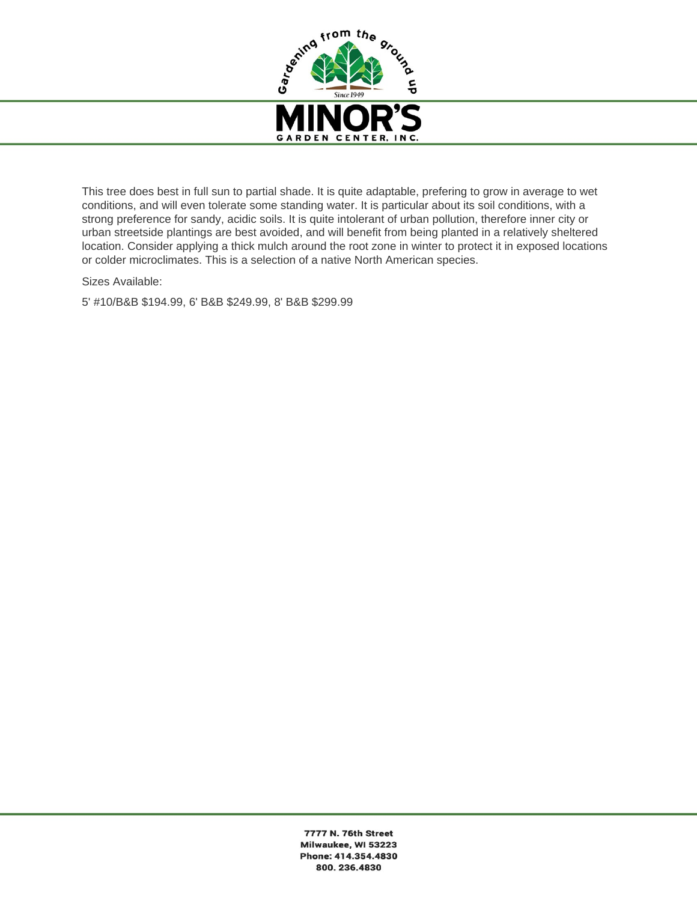This tree does best in full sun to partial shade. It is quite adaptable, prefering to grow in average to wet conditions, and will even tolerate some standing water. It is particular about its soil conditions, with a strong preference for sandy, acidic soils. It is quite intolerant of urban pollution, therefore inner city or urban streetside plantings are best avoided, and will benefit from being planted in a relatively sheltered location. Consider applying a thick mulch around the root zone in winter to protect it in exposed locations or colder microclimates. This is a selection of a native North American species.

Sizes Available:

5' #10/B&B $194.99, 6' B&B $249.99, 8' B&B $299.99